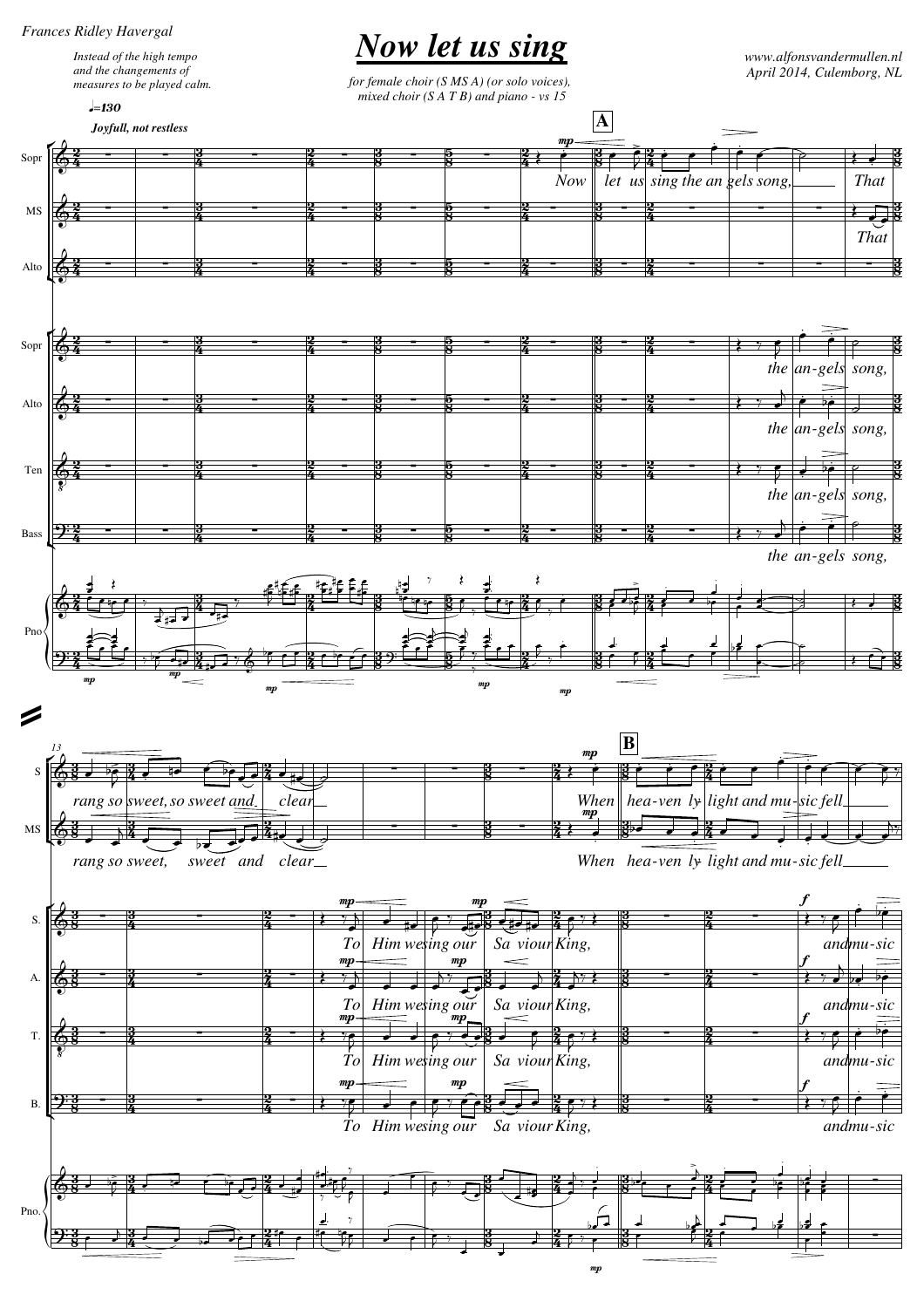Frances Ridley Havergal

# Now let us sing

*Instead of the high tempo and the changements of measures to be played calm.*

*for female choir (S MS A) (or solo voices), mixed choir (S A T B) and piano - vs 15*

www.alfonsvandermullen.nl
April 2014, Culemborg, NL

♩=130

*Joyfull, not restless*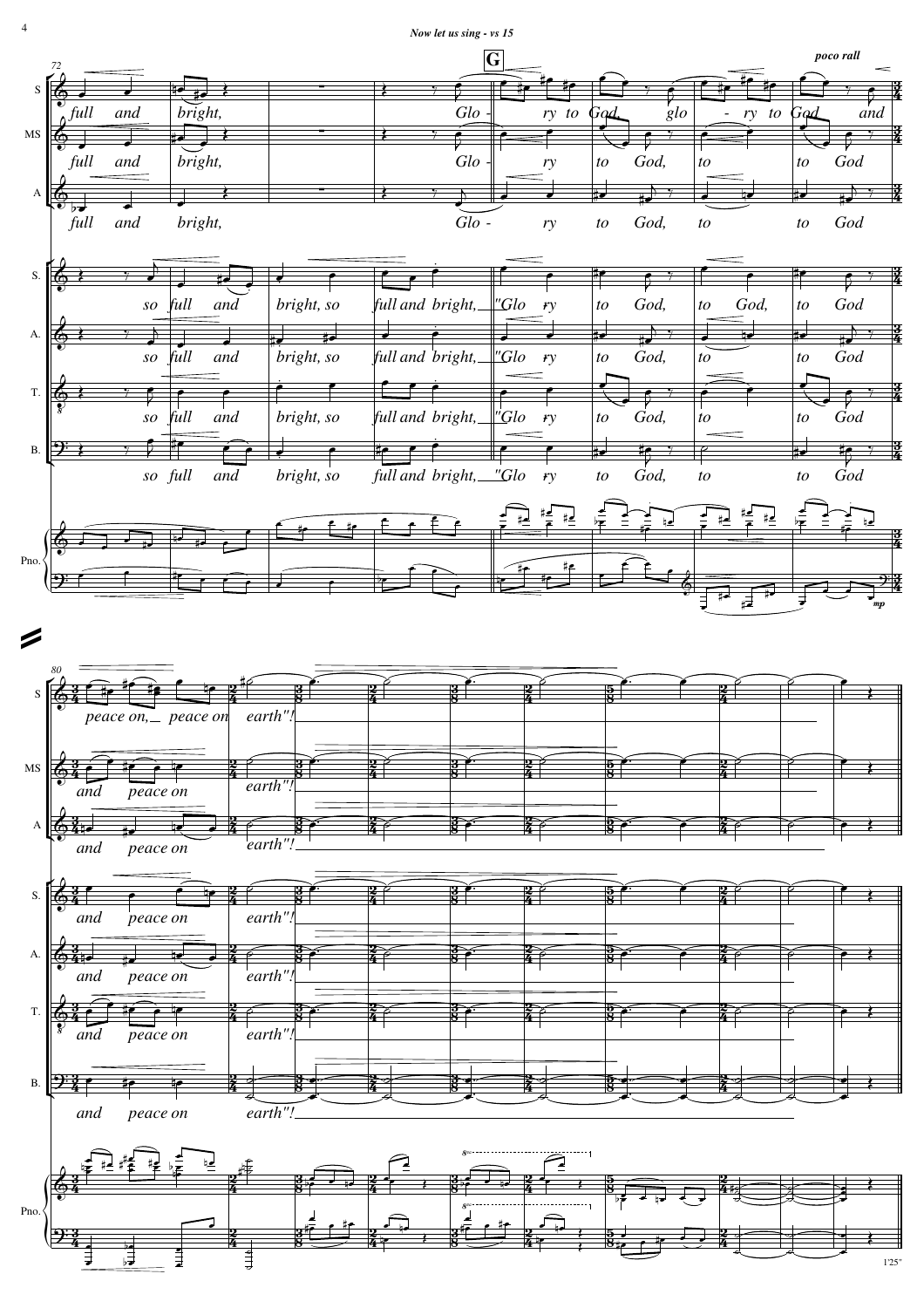**G**

*poco rall*

S: *full and bright, Glo - ry to God, glo - ry to God and*

MS: *full and bright, Glo - ry to God, to to God*

A: *full and bright, Glo - ry to God, to to God*

S.: *so full and bright, so full and bright, "Glo - ry to God, to God, to God*

A.: *so full and bright, so full and bright, "Glo - ry to God, to to God*

T.: *so full and bright, so full and bright, "Glo - ry to God, to to God*

B.: *so full and bright, so full and bright, "Glo - ry to God, to to God*

*mp*

S: *peace on, peace on earth"!*

MS: *and peace on earth"!*

A: *and peace on earth"!*

S.: *and peace on earth"!*

A.: *and peace on earth"!*

T.: *and peace on earth"!*

B.: *and peace on earth"!*

1'25"